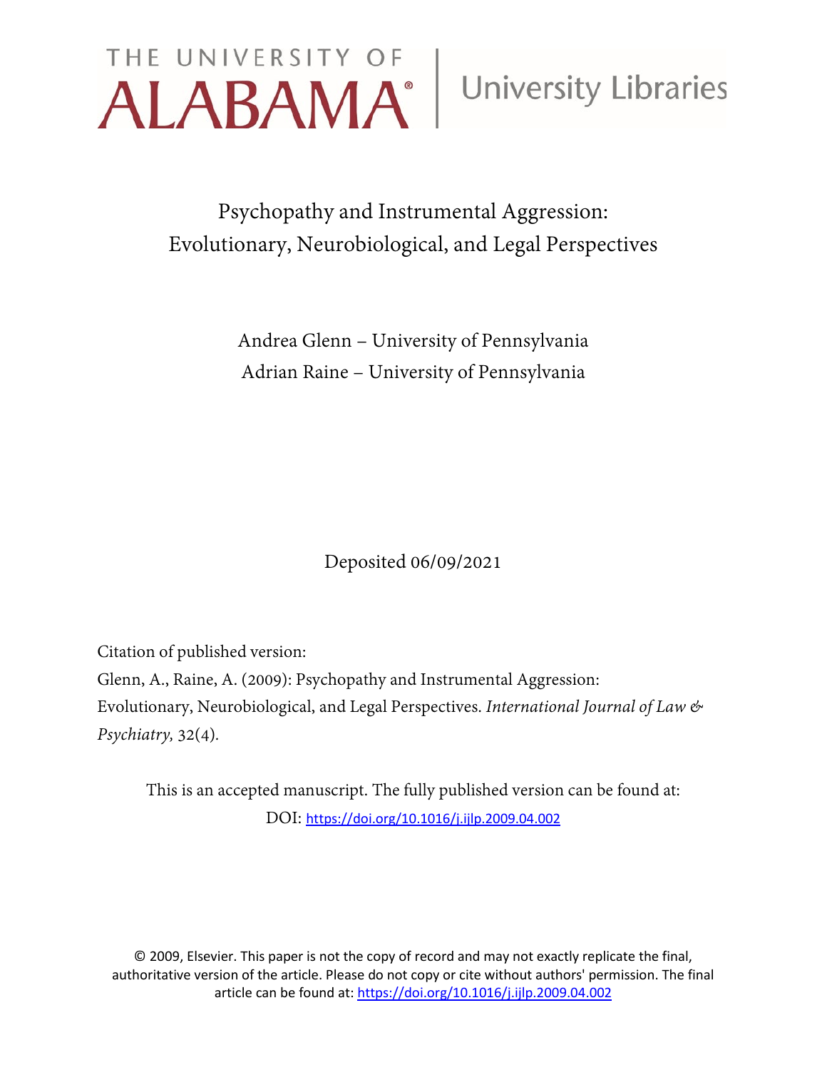THE UNIVERSITY OF ALABAMA | University Libraries

# Psychopathy and Instrumental Aggression: Evolutionary, Neurobiological, and Legal Perspectives

Andrea Glenn – University of Pennsylvania
Adrian Raine – University of Pennsylvania

Deposited 06/09/2021

Citation of published version:

Glenn, A., Raine, A. (2009): Psychopathy and Instrumental Aggression: Evolutionary, Neurobiological, and Legal Perspectives. *International Journal of Law & Psychiatry,* 32(4).

This is an accepted manuscript. The fully published version can be found at:
DOI: https://doi.org/10.1016/j.ijlp.2009.04.002

© 2009, Elsevier. This paper is not the copy of record and may not exactly replicate the final, authoritative version of the article. Please do not copy or cite without authors' permission. The final article can be found at: https://doi.org/10.1016/j.ijlp.2009.04.002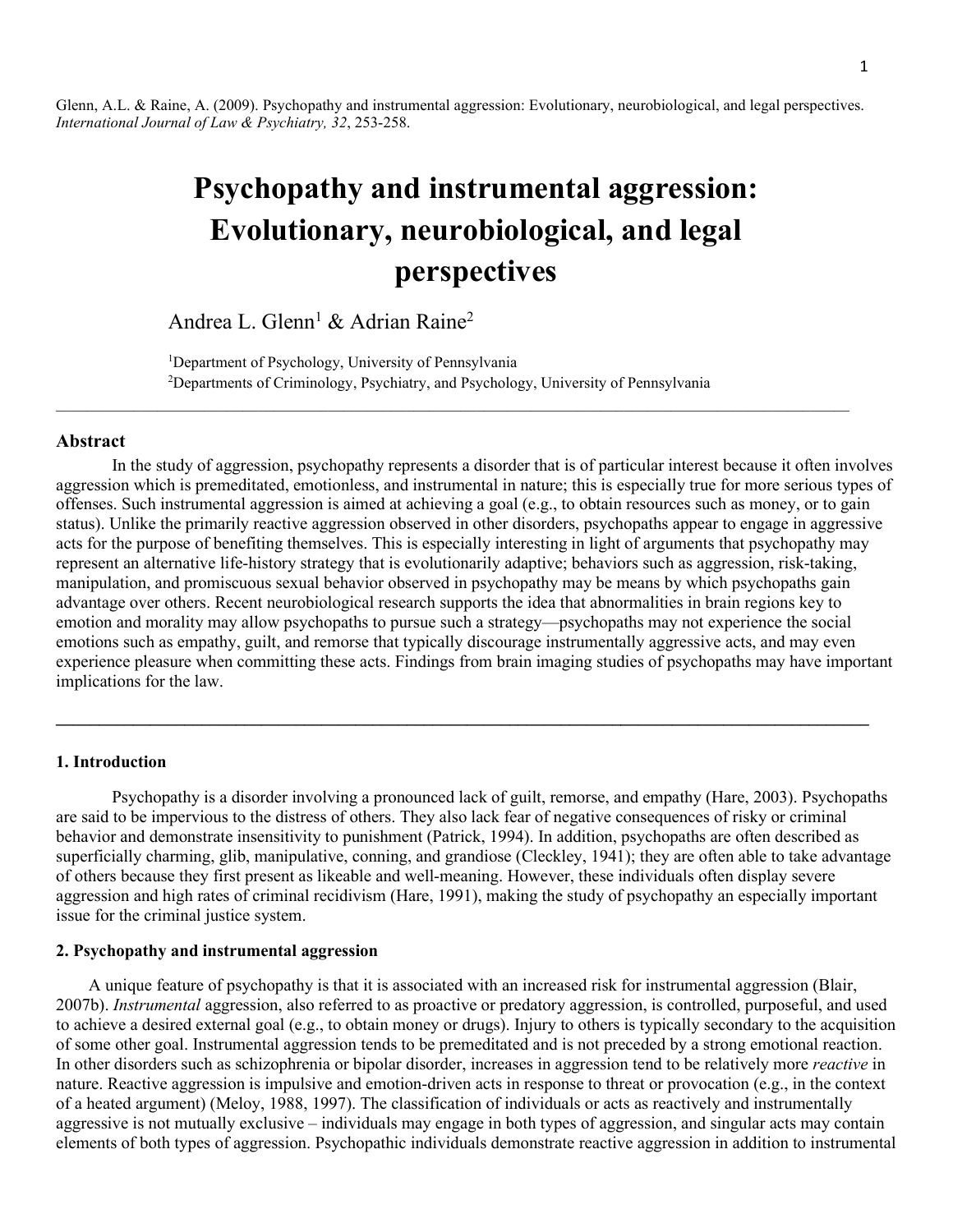Glenn, A.L. & Raine, A. (2009). Psychopathy and instrumental aggression: Evolutionary, neurobiological, and legal perspectives. *International Journal of Law & Psychiatry, 32*, 253-258.

# Psychopathy and instrumental aggression: Evolutionary, neurobiological, and legal perspectives

Andrea L. Glenn[1] & Adrian Raine[2]

[1]Department of Psychology, University of Pennsylvania
[2]Departments of Criminology, Psychiatry, and Psychology, University of Pennsylvania

---

### Abstract

In the study of aggression, psychopathy represents a disorder that is of particular interest because it often involves aggression which is premeditated, emotionless, and instrumental in nature; this is especially true for more serious types of offenses. Such instrumental aggression is aimed at achieving a goal (e.g., to obtain resources such as money, or to gain status). Unlike the primarily reactive aggression observed in other disorders, psychopaths appear to engage in aggressive acts for the purpose of benefiting themselves. This is especially interesting in light of arguments that psychopathy may represent an alternative life-history strategy that is evolutionarily adaptive; behaviors such as aggression, risk-taking, manipulation, and promiscuous sexual behavior observed in psychopathy may be means by which psychopaths gain advantage over others. Recent neurobiological research supports the idea that abnormalities in brain regions key to emotion and morality may allow psychopaths to pursue such a strategy—psychopaths may not experience the social emotions such as empathy, guilt, and remorse that typically discourage instrumentally aggressive acts, and may even experience pleasure when committing these acts. Findings from brain imaging studies of psychopaths may have important implications for the law.

---

### 1. Introduction

Psychopathy is a disorder involving a pronounced lack of guilt, remorse, and empathy (Hare, 2003). Psychopaths are said to be impervious to the distress of others. They also lack fear of negative consequences of risky or criminal behavior and demonstrate insensitivity to punishment (Patrick, 1994). In addition, psychopaths are often described as superficially charming, glib, manipulative, conning, and grandiose (Cleckley, 1941); they are often able to take advantage of others because they first present as likeable and well-meaning. However, these individuals often display severe aggression and high rates of criminal recidivism (Hare, 1991), making the study of psychopathy an especially important issue for the criminal justice system.

### 2. Psychopathy and instrumental aggression

A unique feature of psychopathy is that it is associated with an increased risk for instrumental aggression (Blair, 2007b). *Instrumental* aggression, also referred to as proactive or predatory aggression, is controlled, purposeful, and used to achieve a desired external goal (e.g., to obtain money or drugs). Injury to others is typically secondary to the acquisition of some other goal. Instrumental aggression tends to be premeditated and is not preceded by a strong emotional reaction. In other disorders such as schizophrenia or bipolar disorder, increases in aggression tend to be relatively more *reactive* in nature. Reactive aggression is impulsive and emotion-driven acts in response to threat or provocation (e.g., in the context of a heated argument) (Meloy, 1988, 1997). The classification of individuals or acts as reactively and instrumentally aggressive is not mutually exclusive – individuals may engage in both types of aggression, and singular acts may contain elements of both types of aggression. Psychopathic individuals demonstrate reactive aggression in addition to instrumental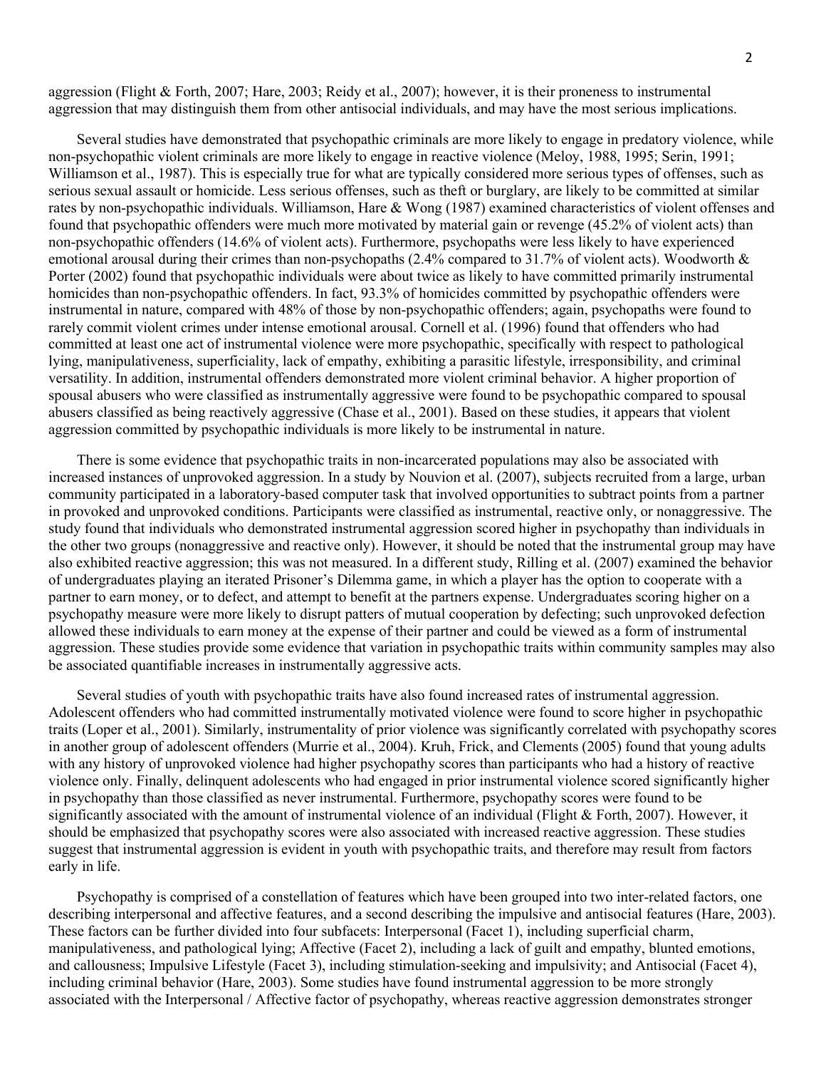aggression (Flight & Forth, 2007; Hare, 2003; Reidy et al., 2007); however, it is their proneness to instrumental aggression that may distinguish them from other antisocial individuals, and may have the most serious implications.

Several studies have demonstrated that psychopathic criminals are more likely to engage in predatory violence, while non-psychopathic violent criminals are more likely to engage in reactive violence (Meloy, 1988, 1995; Serin, 1991; Williamson et al., 1987). This is especially true for what are typically considered more serious types of offenses, such as serious sexual assault or homicide. Less serious offenses, such as theft or burglary, are likely to be committed at similar rates by non-psychopathic individuals. Williamson, Hare & Wong (1987) examined characteristics of violent offenses and found that psychopathic offenders were much more motivated by material gain or revenge (45.2% of violent acts) than non-psychopathic offenders (14.6% of violent acts). Furthermore, psychopaths were less likely to have experienced emotional arousal during their crimes than non-psychopaths (2.4% compared to 31.7% of violent acts). Woodworth & Porter (2002) found that psychopathic individuals were about twice as likely to have committed primarily instrumental homicides than non-psychopathic offenders. In fact, 93.3% of homicides committed by psychopathic offenders were instrumental in nature, compared with 48% of those by non-psychopathic offenders; again, psychopaths were found to rarely commit violent crimes under intense emotional arousal. Cornell et al. (1996) found that offenders who had committed at least one act of instrumental violence were more psychopathic, specifically with respect to pathological lying, manipulativeness, superficiality, lack of empathy, exhibiting a parasitic lifestyle, irresponsibility, and criminal versatility. In addition, instrumental offenders demonstrated more violent criminal behavior. A higher proportion of spousal abusers who were classified as instrumentally aggressive were found to be psychopathic compared to spousal abusers classified as being reactively aggressive (Chase et al., 2001). Based on these studies, it appears that violent aggression committed by psychopathic individuals is more likely to be instrumental in nature.

There is some evidence that psychopathic traits in non-incarcerated populations may also be associated with increased instances of unprovoked aggression. In a study by Nouvion et al. (2007), subjects recruited from a large, urban community participated in a laboratory-based computer task that involved opportunities to subtract points from a partner in provoked and unprovoked conditions. Participants were classified as instrumental, reactive only, or nonaggressive. The study found that individuals who demonstrated instrumental aggression scored higher in psychopathy than individuals in the other two groups (nonaggressive and reactive only). However, it should be noted that the instrumental group may have also exhibited reactive aggression; this was not measured. In a different study, Rilling et al. (2007) examined the behavior of undergraduates playing an iterated Prisoner's Dilemma game, in which a player has the option to cooperate with a partner to earn money, or to defect, and attempt to benefit at the partners expense. Undergraduates scoring higher on a psychopathy measure were more likely to disrupt patters of mutual cooperation by defecting; such unprovoked defection allowed these individuals to earn money at the expense of their partner and could be viewed as a form of instrumental aggression. These studies provide some evidence that variation in psychopathic traits within community samples may also be associated quantifiable increases in instrumentally aggressive acts.

Several studies of youth with psychopathic traits have also found increased rates of instrumental aggression. Adolescent offenders who had committed instrumentally motivated violence were found to score higher in psychopathic traits (Loper et al., 2001). Similarly, instrumentality of prior violence was significantly correlated with psychopathy scores in another group of adolescent offenders (Murrie et al., 2004). Kruh, Frick, and Clements (2005) found that young adults with any history of unprovoked violence had higher psychopathy scores than participants who had a history of reactive violence only. Finally, delinquent adolescents who had engaged in prior instrumental violence scored significantly higher in psychopathy than those classified as never instrumental. Furthermore, psychopathy scores were found to be significantly associated with the amount of instrumental violence of an individual (Flight & Forth, 2007). However, it should be emphasized that psychopathy scores were also associated with increased reactive aggression. These studies suggest that instrumental aggression is evident in youth with psychopathic traits, and therefore may result from factors early in life.

Psychopathy is comprised of a constellation of features which have been grouped into two inter-related factors, one describing interpersonal and affective features, and a second describing the impulsive and antisocial features (Hare, 2003). These factors can be further divided into four subfacets: Interpersonal (Facet 1), including superficial charm, manipulativeness, and pathological lying; Affective (Facet 2), including a lack of guilt and empathy, blunted emotions, and callousness; Impulsive Lifestyle (Facet 3), including stimulation-seeking and impulsivity; and Antisocial (Facet 4), including criminal behavior (Hare, 2003). Some studies have found instrumental aggression to be more strongly associated with the Interpersonal / Affective factor of psychopathy, whereas reactive aggression demonstrates stronger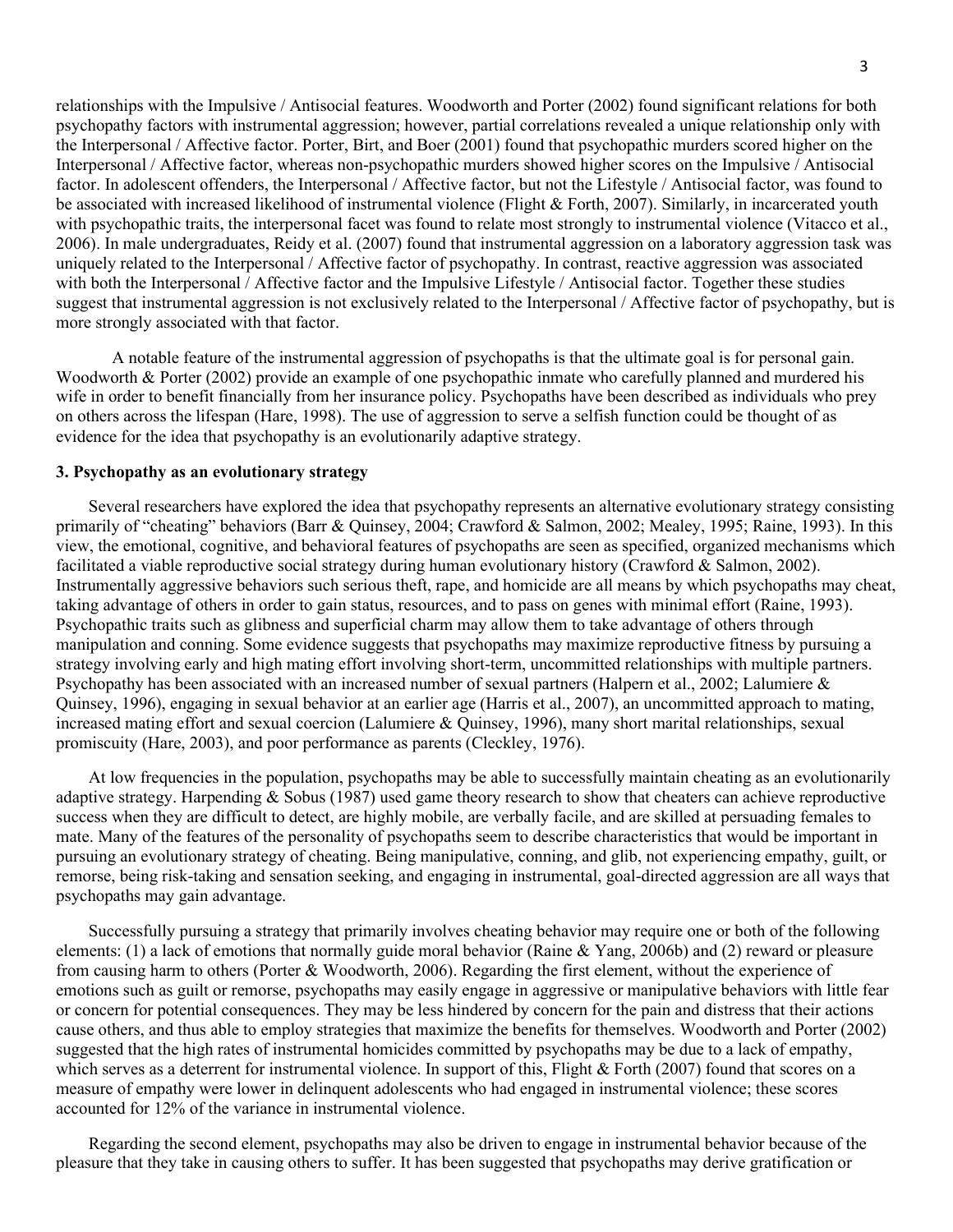relationships with the Impulsive / Antisocial features. Woodworth and Porter (2002) found significant relations for both psychopathy factors with instrumental aggression; however, partial correlations revealed a unique relationship only with the Interpersonal / Affective factor. Porter, Birt, and Boer (2001) found that psychopathic murders scored higher on the Interpersonal / Affective factor, whereas non-psychopathic murders showed higher scores on the Impulsive / Antisocial factor. In adolescent offenders, the Interpersonal / Affective factor, but not the Lifestyle / Antisocial factor, was found to be associated with increased likelihood of instrumental violence (Flight & Forth, 2007). Similarly, in incarcerated youth with psychopathic traits, the interpersonal facet was found to relate most strongly to instrumental violence (Vitacco et al., 2006). In male undergraduates, Reidy et al. (2007) found that instrumental aggression on a laboratory aggression task was uniquely related to the Interpersonal / Affective factor of psychopathy. In contrast, reactive aggression was associated with both the Interpersonal / Affective factor and the Impulsive Lifestyle / Antisocial factor. Together these studies suggest that instrumental aggression is not exclusively related to the Interpersonal / Affective factor of psychopathy, but is more strongly associated with that factor.

A notable feature of the instrumental aggression of psychopaths is that the ultimate goal is for personal gain. Woodworth & Porter (2002) provide an example of one psychopathic inmate who carefully planned and murdered his wife in order to benefit financially from her insurance policy. Psychopaths have been described as individuals who prey on others across the lifespan (Hare, 1998). The use of aggression to serve a selfish function could be thought of as evidence for the idea that psychopathy is an evolutionarily adaptive strategy.

### 3. Psychopathy as an evolutionary strategy

Several researchers have explored the idea that psychopathy represents an alternative evolutionary strategy consisting primarily of "cheating" behaviors (Barr & Quinsey, 2004; Crawford & Salmon, 2002; Mealey, 1995; Raine, 1993). In this view, the emotional, cognitive, and behavioral features of psychopaths are seen as specified, organized mechanisms which facilitated a viable reproductive social strategy during human evolutionary history (Crawford & Salmon, 2002). Instrumentally aggressive behaviors such serious theft, rape, and homicide are all means by which psychopaths may cheat, taking advantage of others in order to gain status, resources, and to pass on genes with minimal effort (Raine, 1993). Psychopathic traits such as glibness and superficial charm may allow them to take advantage of others through manipulation and conning. Some evidence suggests that psychopaths may maximize reproductive fitness by pursuing a strategy involving early and high mating effort involving short-term, uncommitted relationships with multiple partners. Psychopathy has been associated with an increased number of sexual partners (Halpern et al., 2002; Lalumiere & Quinsey, 1996), engaging in sexual behavior at an earlier age (Harris et al., 2007), an uncommitted approach to mating, increased mating effort and sexual coercion (Lalumiere & Quinsey, 1996), many short marital relationships, sexual promiscuity (Hare, 2003), and poor performance as parents (Cleckley, 1976).

At low frequencies in the population, psychopaths may be able to successfully maintain cheating as an evolutionarily adaptive strategy. Harpending & Sobus (1987) used game theory research to show that cheaters can achieve reproductive success when they are difficult to detect, are highly mobile, are verbally facile, and are skilled at persuading females to mate. Many of the features of the personality of psychopaths seem to describe characteristics that would be important in pursuing an evolutionary strategy of cheating. Being manipulative, conning, and glib, not experiencing empathy, guilt, or remorse, being risk-taking and sensation seeking, and engaging in instrumental, goal-directed aggression are all ways that psychopaths may gain advantage.

Successfully pursuing a strategy that primarily involves cheating behavior may require one or both of the following elements: (1) a lack of emotions that normally guide moral behavior (Raine & Yang, 2006b) and (2) reward or pleasure from causing harm to others (Porter & Woodworth, 2006). Regarding the first element, without the experience of emotions such as guilt or remorse, psychopaths may easily engage in aggressive or manipulative behaviors with little fear or concern for potential consequences. They may be less hindered by concern for the pain and distress that their actions cause others, and thus able to employ strategies that maximize the benefits for themselves. Woodworth and Porter (2002) suggested that the high rates of instrumental homicides committed by psychopaths may be due to a lack of empathy, which serves as a deterrent for instrumental violence. In support of this, Flight & Forth (2007) found that scores on a measure of empathy were lower in delinquent adolescents who had engaged in instrumental violence; these scores accounted for 12% of the variance in instrumental violence.

Regarding the second element, psychopaths may also be driven to engage in instrumental behavior because of the pleasure that they take in causing others to suffer. It has been suggested that psychopaths may derive gratification or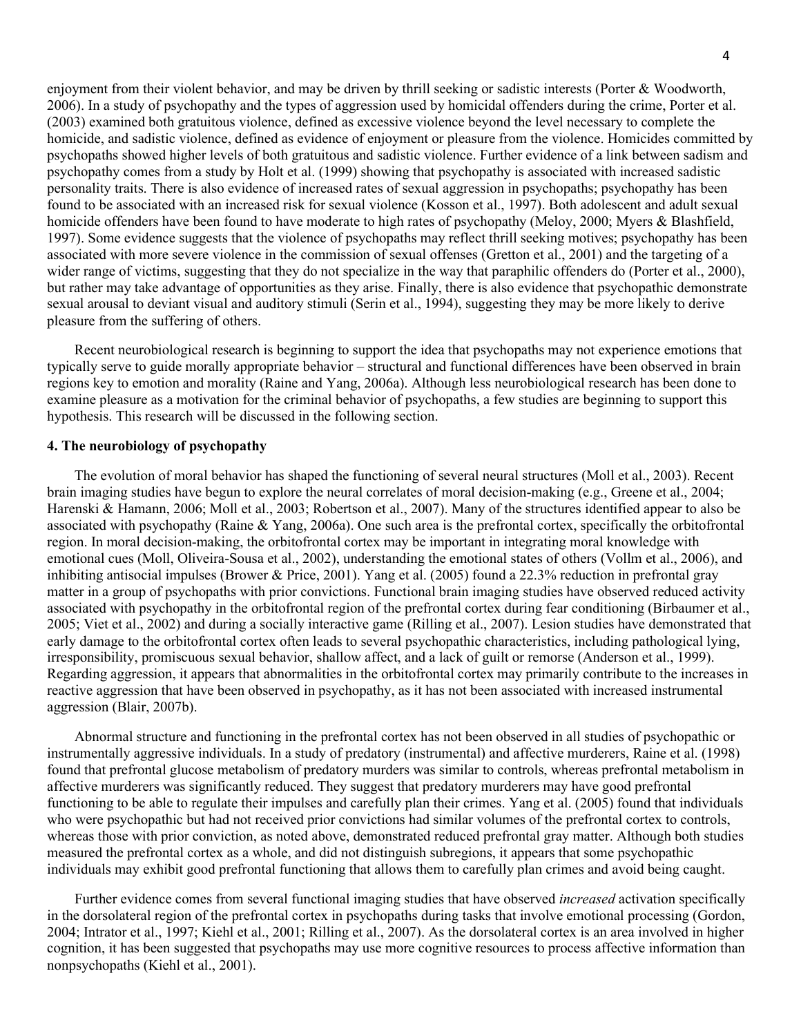enjoyment from their violent behavior, and may be driven by thrill seeking or sadistic interests (Porter & Woodworth, 2006). In a study of psychopathy and the types of aggression used by homicidal offenders during the crime, Porter et al. (2003) examined both gratuitous violence, defined as excessive violence beyond the level necessary to complete the homicide, and sadistic violence, defined as evidence of enjoyment or pleasure from the violence. Homicides committed by psychopaths showed higher levels of both gratuitous and sadistic violence. Further evidence of a link between sadism and psychopathy comes from a study by Holt et al. (1999) showing that psychopathy is associated with increased sadistic personality traits. There is also evidence of increased rates of sexual aggression in psychopaths; psychopathy has been found to be associated with an increased risk for sexual violence (Kosson et al., 1997). Both adolescent and adult sexual homicide offenders have been found to have moderate to high rates of psychopathy (Meloy, 2000; Myers & Blashfield, 1997). Some evidence suggests that the violence of psychopaths may reflect thrill seeking motives; psychopathy has been associated with more severe violence in the commission of sexual offenses (Gretton et al., 2001) and the targeting of a wider range of victims, suggesting that they do not specialize in the way that paraphilic offenders do (Porter et al., 2000), but rather may take advantage of opportunities as they arise. Finally, there is also evidence that psychopathic demonstrate sexual arousal to deviant visual and auditory stimuli (Serin et al., 1994), suggesting they may be more likely to derive pleasure from the suffering of others.

Recent neurobiological research is beginning to support the idea that psychopaths may not experience emotions that typically serve to guide morally appropriate behavior – structural and functional differences have been observed in brain regions key to emotion and morality (Raine and Yang, 2006a). Although less neurobiological research has been done to examine pleasure as a motivation for the criminal behavior of psychopaths, a few studies are beginning to support this hypothesis. This research will be discussed in the following section.

## 4. The neurobiology of psychopathy

The evolution of moral behavior has shaped the functioning of several neural structures (Moll et al., 2003). Recent brain imaging studies have begun to explore the neural correlates of moral decision-making (e.g., Greene et al., 2004; Harenski & Hamann, 2006; Moll et al., 2003; Robertson et al., 2007). Many of the structures identified appear to also be associated with psychopathy (Raine & Yang, 2006a). One such area is the prefrontal cortex, specifically the orbitofrontal region. In moral decision-making, the orbitofrontal cortex may be important in integrating moral knowledge with emotional cues (Moll, Oliveira-Sousa et al., 2002), understanding the emotional states of others (Vollm et al., 2006), and inhibiting antisocial impulses (Brower & Price, 2001). Yang et al. (2005) found a 22.3% reduction in prefrontal gray matter in a group of psychopaths with prior convictions. Functional brain imaging studies have observed reduced activity associated with psychopathy in the orbitofrontal region of the prefrontal cortex during fear conditioning (Birbaumer et al., 2005; Viet et al., 2002) and during a socially interactive game (Rilling et al., 2007). Lesion studies have demonstrated that early damage to the orbitofrontal cortex often leads to several psychopathic characteristics, including pathological lying, irresponsibility, promiscuous sexual behavior, shallow affect, and a lack of guilt or remorse (Anderson et al., 1999). Regarding aggression, it appears that abnormalities in the orbitofrontal cortex may primarily contribute to the increases in reactive aggression that have been observed in psychopathy, as it has not been associated with increased instrumental aggression (Blair, 2007b).

Abnormal structure and functioning in the prefrontal cortex has not been observed in all studies of psychopathic or instrumentally aggressive individuals. In a study of predatory (instrumental) and affective murderers, Raine et al. (1998) found that prefrontal glucose metabolism of predatory murders was similar to controls, whereas prefrontal metabolism in affective murderers was significantly reduced. They suggest that predatory murderers may have good prefrontal functioning to be able to regulate their impulses and carefully plan their crimes. Yang et al. (2005) found that individuals who were psychopathic but had not received prior convictions had similar volumes of the prefrontal cortex to controls, whereas those with prior conviction, as noted above, demonstrated reduced prefrontal gray matter. Although both studies measured the prefrontal cortex as a whole, and did not distinguish subregions, it appears that some psychopathic individuals may exhibit good prefrontal functioning that allows them to carefully plan crimes and avoid being caught.

Further evidence comes from several functional imaging studies that have observed *increased* activation specifically in the dorsolateral region of the prefrontal cortex in psychopaths during tasks that involve emotional processing (Gordon, 2004; Intrator et al., 1997; Kiehl et al., 2001; Rilling et al., 2007). As the dorsolateral cortex is an area involved in higher cognition, it has been suggested that psychopaths may use more cognitive resources to process affective information than nonpsychopaths (Kiehl et al., 2001).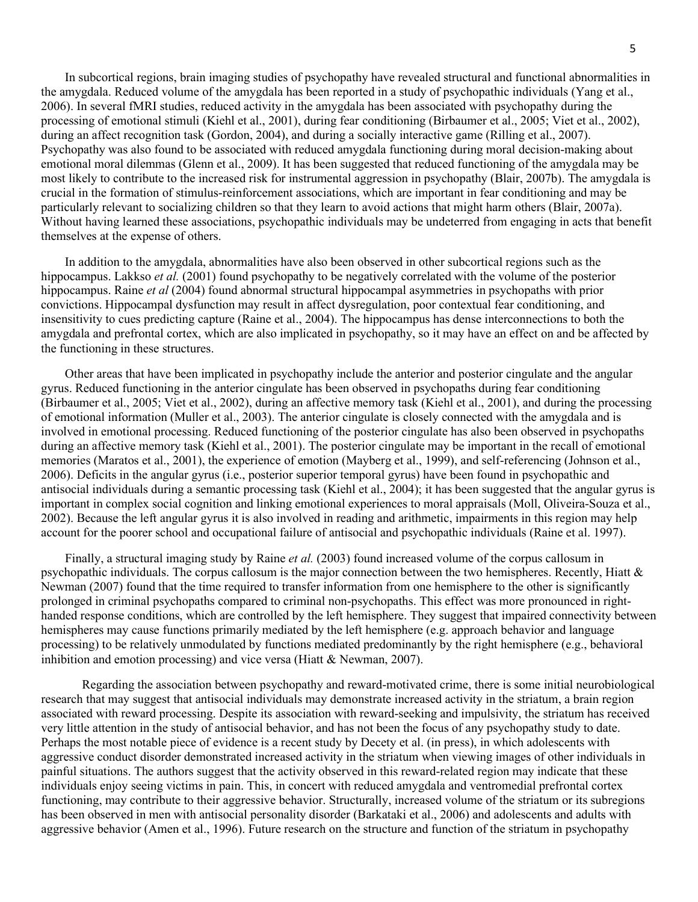In subcortical regions, brain imaging studies of psychopathy have revealed structural and functional abnormalities in the amygdala. Reduced volume of the amygdala has been reported in a study of psychopathic individuals (Yang et al., 2006). In several fMRI studies, reduced activity in the amygdala has been associated with psychopathy during the processing of emotional stimuli (Kiehl et al., 2001), during fear conditioning (Birbaumer et al., 2005; Viet et al., 2002), during an affect recognition task (Gordon, 2004), and during a socially interactive game (Rilling et al., 2007). Psychopathy was also found to be associated with reduced amygdala functioning during moral decision-making about emotional moral dilemmas (Glenn et al., 2009). It has been suggested that reduced functioning of the amygdala may be most likely to contribute to the increased risk for instrumental aggression in psychopathy (Blair, 2007b). The amygdala is crucial in the formation of stimulus-reinforcement associations, which are important in fear conditioning and may be particularly relevant to socializing children so that they learn to avoid actions that might harm others (Blair, 2007a). Without having learned these associations, psychopathic individuals may be undeterred from engaging in acts that benefit themselves at the expense of others.

In addition to the amygdala, abnormalities have also been observed in other subcortical regions such as the hippocampus. Lakkso *et al.* (2001) found psychopathy to be negatively correlated with the volume of the posterior hippocampus. Raine *et al* (2004) found abnormal structural hippocampal asymmetries in psychopaths with prior convictions. Hippocampal dysfunction may result in affect dysregulation, poor contextual fear conditioning, and insensitivity to cues predicting capture (Raine et al., 2004). The hippocampus has dense interconnections to both the amygdala and prefrontal cortex, which are also implicated in psychopathy, so it may have an effect on and be affected by the functioning in these structures.

Other areas that have been implicated in psychopathy include the anterior and posterior cingulate and the angular gyrus. Reduced functioning in the anterior cingulate has been observed in psychopaths during fear conditioning (Birbaumer et al., 2005; Viet et al., 2002), during an affective memory task (Kiehl et al., 2001), and during the processing of emotional information (Muller et al., 2003). The anterior cingulate is closely connected with the amygdala and is involved in emotional processing. Reduced functioning of the posterior cingulate has also been observed in psychopaths during an affective memory task (Kiehl et al., 2001). The posterior cingulate may be important in the recall of emotional memories (Maratos et al., 2001), the experience of emotion (Mayberg et al., 1999), and self-referencing (Johnson et al., 2006). Deficits in the angular gyrus (i.e., posterior superior temporal gyrus) have been found in psychopathic and antisocial individuals during a semantic processing task (Kiehl et al., 2004); it has been suggested that the angular gyrus is important in complex social cognition and linking emotional experiences to moral appraisals (Moll, Oliveira-Souza et al., 2002). Because the left angular gyrus it is also involved in reading and arithmetic, impairments in this region may help account for the poorer school and occupational failure of antisocial and psychopathic individuals (Raine et al. 1997).

Finally, a structural imaging study by Raine *et al.* (2003) found increased volume of the corpus callosum in psychopathic individuals. The corpus callosum is the major connection between the two hemispheres. Recently, Hiatt & Newman (2007) found that the time required to transfer information from one hemisphere to the other is significantly prolonged in criminal psychopaths compared to criminal non-psychopaths. This effect was more pronounced in right-handed response conditions, which are controlled by the left hemisphere. They suggest that impaired connectivity between hemispheres may cause functions primarily mediated by the left hemisphere (e.g. approach behavior and language processing) to be relatively unmodulated by functions mediated predominantly by the right hemisphere (e.g., behavioral inhibition and emotion processing) and vice versa (Hiatt & Newman, 2007).

Regarding the association between psychopathy and reward-motivated crime, there is some initial neurobiological research that may suggest that antisocial individuals may demonstrate increased activity in the striatum, a brain region associated with reward processing. Despite its association with reward-seeking and impulsivity, the striatum has received very little attention in the study of antisocial behavior, and has not been the focus of any psychopathy study to date. Perhaps the most notable piece of evidence is a recent study by Decety et al. (in press), in which adolescents with aggressive conduct disorder demonstrated increased activity in the striatum when viewing images of other individuals in painful situations. The authors suggest that the activity observed in this reward-related region may indicate that these individuals enjoy seeing victims in pain. This, in concert with reduced amygdala and ventromedial prefrontal cortex functioning, may contribute to their aggressive behavior. Structurally, increased volume of the striatum or its subregions has been observed in men with antisocial personality disorder (Barkataki et al., 2006) and adolescents and adults with aggressive behavior (Amen et al., 1996). Future research on the structure and function of the striatum in psychopathy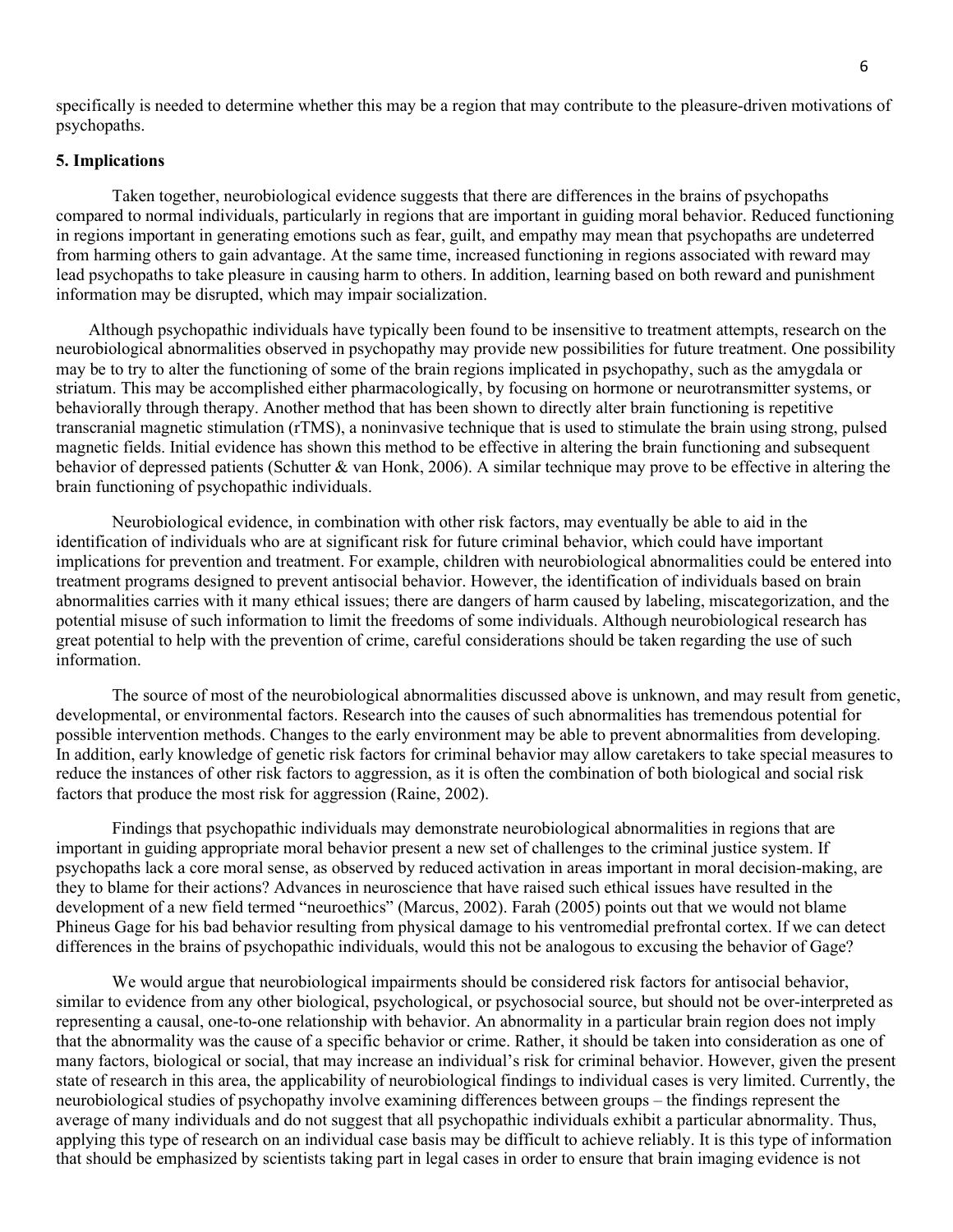specifically is needed to determine whether this may be a region that may contribute to the pleasure-driven motivations of psychopaths.

**5. Implications**

Taken together, neurobiological evidence suggests that there are differences in the brains of psychopaths compared to normal individuals, particularly in regions that are important in guiding moral behavior. Reduced functioning in regions important in generating emotions such as fear, guilt, and empathy may mean that psychopaths are undeterred from harming others to gain advantage. At the same time, increased functioning in regions associated with reward may lead psychopaths to take pleasure in causing harm to others. In addition, learning based on both reward and punishment information may be disrupted, which may impair socialization.

Although psychopathic individuals have typically been found to be insensitive to treatment attempts, research on the neurobiological abnormalities observed in psychopathy may provide new possibilities for future treatment. One possibility may be to try to alter the functioning of some of the brain regions implicated in psychopathy, such as the amygdala or striatum. This may be accomplished either pharmacologically, by focusing on hormone or neurotransmitter systems, or behaviorally through therapy. Another method that has been shown to directly alter brain functioning is repetitive transcranial magnetic stimulation (rTMS), a noninvasive technique that is used to stimulate the brain using strong, pulsed magnetic fields. Initial evidence has shown this method to be effective in altering the brain functioning and subsequent behavior of depressed patients (Schutter & van Honk, 2006). A similar technique may prove to be effective in altering the brain functioning of psychopathic individuals.

Neurobiological evidence, in combination with other risk factors, may eventually be able to aid in the identification of individuals who are at significant risk for future criminal behavior, which could have important implications for prevention and treatment. For example, children with neurobiological abnormalities could be entered into treatment programs designed to prevent antisocial behavior. However, the identification of individuals based on brain abnormalities carries with it many ethical issues; there are dangers of harm caused by labeling, miscategorization, and the potential misuse of such information to limit the freedoms of some individuals. Although neurobiological research has great potential to help with the prevention of crime, careful considerations should be taken regarding the use of such information.

The source of most of the neurobiological abnormalities discussed above is unknown, and may result from genetic, developmental, or environmental factors. Research into the causes of such abnormalities has tremendous potential for possible intervention methods. Changes to the early environment may be able to prevent abnormalities from developing. In addition, early knowledge of genetic risk factors for criminal behavior may allow caretakers to take special measures to reduce the instances of other risk factors to aggression, as it is often the combination of both biological and social risk factors that produce the most risk for aggression (Raine, 2002).

Findings that psychopathic individuals may demonstrate neurobiological abnormalities in regions that are important in guiding appropriate moral behavior present a new set of challenges to the criminal justice system. If psychopaths lack a core moral sense, as observed by reduced activation in areas important in moral decision-making, are they to blame for their actions? Advances in neuroscience that have raised such ethical issues have resulted in the development of a new field termed "neuroethics" (Marcus, 2002). Farah (2005) points out that we would not blame Phineus Gage for his bad behavior resulting from physical damage to his ventromedial prefrontal cortex. If we can detect differences in the brains of psychopathic individuals, would this not be analogous to excusing the behavior of Gage?

We would argue that neurobiological impairments should be considered risk factors for antisocial behavior, similar to evidence from any other biological, psychological, or psychosocial source, but should not be over-interpreted as representing a causal, one-to-one relationship with behavior. An abnormality in a particular brain region does not imply that the abnormality was the cause of a specific behavior or crime. Rather, it should be taken into consideration as one of many factors, biological or social, that may increase an individual's risk for criminal behavior. However, given the present state of research in this area, the applicability of neurobiological findings to individual cases is very limited. Currently, the neurobiological studies of psychopathy involve examining differences between groups – the findings represent the average of many individuals and do not suggest that all psychopathic individuals exhibit a particular abnormality. Thus, applying this type of research on an individual case basis may be difficult to achieve reliably. It is this type of information that should be emphasized by scientists taking part in legal cases in order to ensure that brain imaging evidence is not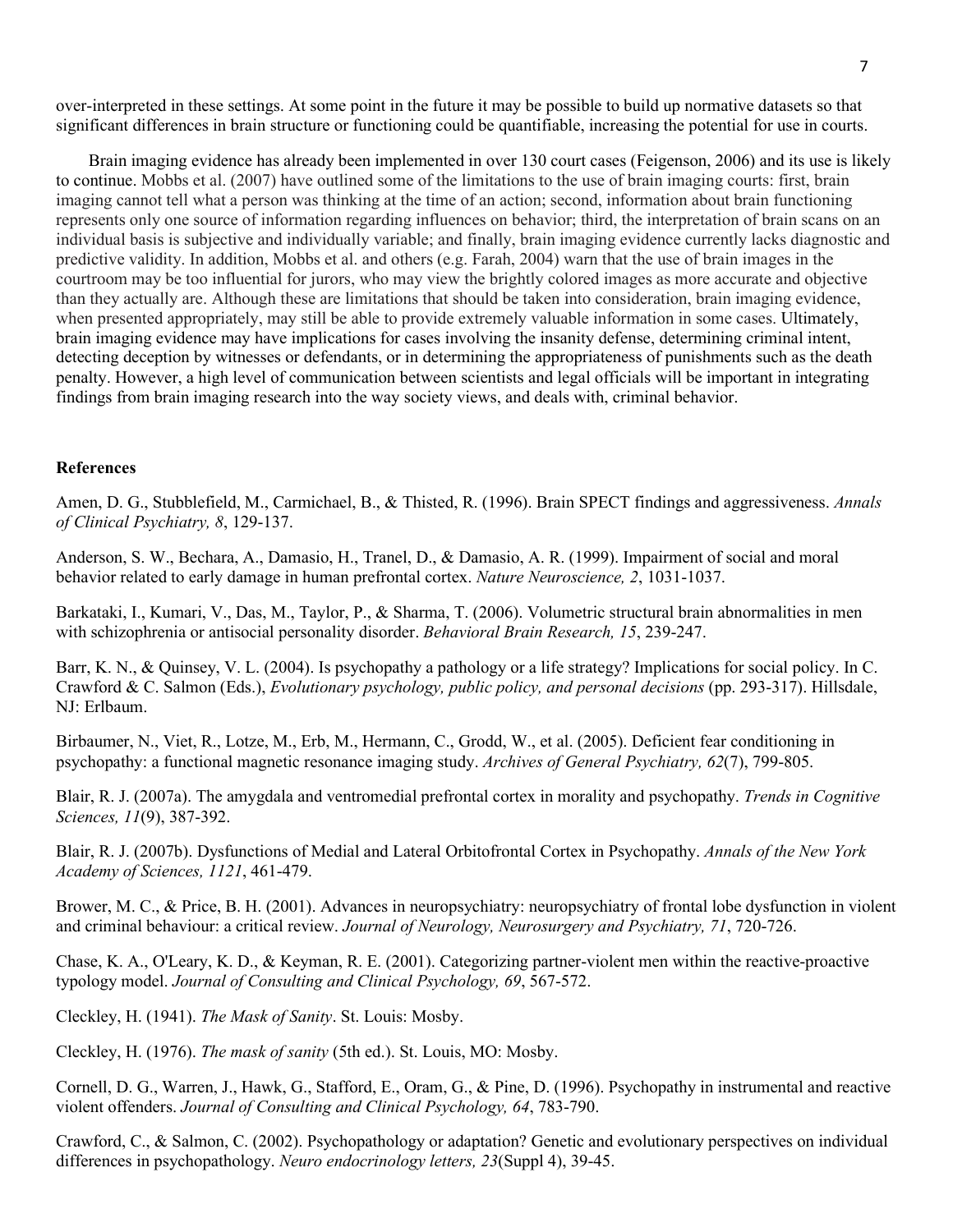over-interpreted in these settings. At some point in the future it may be possible to build up normative datasets so that significant differences in brain structure or functioning could be quantifiable, increasing the potential for use in courts.

Brain imaging evidence has already been implemented in over 130 court cases (Feigenson, 2006) and its use is likely to continue. Mobbs et al. (2007) have outlined some of the limitations to the use of brain imaging courts: first, brain imaging cannot tell what a person was thinking at the time of an action; second, information about brain functioning represents only one source of information regarding influences on behavior; third, the interpretation of brain scans on an individual basis is subjective and individually variable; and finally, brain imaging evidence currently lacks diagnostic and predictive validity. In addition, Mobbs et al. and others (e.g. Farah, 2004) warn that the use of brain images in the courtroom may be too influential for jurors, who may view the brightly colored images as more accurate and objective than they actually are. Although these are limitations that should be taken into consideration, brain imaging evidence, when presented appropriately, may still be able to provide extremely valuable information in some cases. Ultimately, brain imaging evidence may have implications for cases involving the insanity defense, determining criminal intent, detecting deception by witnesses or defendants, or in determining the appropriateness of punishments such as the death penalty. However, a high level of communication between scientists and legal officials will be important in integrating findings from brain imaging research into the way society views, and deals with, criminal behavior.

## References

Amen, D. G., Stubblefield, M., Carmichael, B., & Thisted, R. (1996). Brain SPECT findings and aggressiveness. *Annals of Clinical Psychiatry, 8*, 129-137.

Anderson, S. W., Bechara, A., Damasio, H., Tranel, D., & Damasio, A. R. (1999). Impairment of social and moral behavior related to early damage in human prefrontal cortex. *Nature Neuroscience, 2*, 1031-1037.

Barkataki, I., Kumari, V., Das, M., Taylor, P., & Sharma, T. (2006). Volumetric structural brain abnormalities in men with schizophrenia or antisocial personality disorder. *Behavioral Brain Research, 15*, 239-247.

Barr, K. N., & Quinsey, V. L. (2004). Is psychopathy a pathology or a life strategy? Implications for social policy. In C. Crawford & C. Salmon (Eds.), *Evolutionary psychology, public policy, and personal decisions* (pp. 293-317). Hillsdale, NJ: Erlbaum.

Birbaumer, N., Viet, R., Lotze, M., Erb, M., Hermann, C., Grodd, W., et al. (2005). Deficient fear conditioning in psychopathy: a functional magnetic resonance imaging study. *Archives of General Psychiatry, 62*(7), 799-805.

Blair, R. J. (2007a). The amygdala and ventromedial prefrontal cortex in morality and psychopathy. *Trends in Cognitive Sciences, 11*(9), 387-392.

Blair, R. J. (2007b). Dysfunctions of Medial and Lateral Orbitofrontal Cortex in Psychopathy. *Annals of the New York Academy of Sciences, 1121*, 461-479.

Brower, M. C., & Price, B. H. (2001). Advances in neuropsychiatry: neuropsychiatry of frontal lobe dysfunction in violent and criminal behaviour: a critical review. *Journal of Neurology, Neurosurgery and Psychiatry, 71*, 720-726.

Chase, K. A., O'Leary, K. D., & Keyman, R. E. (2001). Categorizing partner-violent men within the reactive-proactive typology model. *Journal of Consulting and Clinical Psychology, 69*, 567-572.

Cleckley, H. (1941). *The Mask of Sanity*. St. Louis: Mosby.

Cleckley, H. (1976). *The mask of sanity* (5th ed.). St. Louis, MO: Mosby.

Cornell, D. G., Warren, J., Hawk, G., Stafford, E., Oram, G., & Pine, D. (1996). Psychopathy in instrumental and reactive violent offenders. *Journal of Consulting and Clinical Psychology, 64*, 783-790.

Crawford, C., & Salmon, C. (2002). Psychopathology or adaptation? Genetic and evolutionary perspectives on individual differences in psychopathology. *Neuro endocrinology letters, 23*(Suppl 4), 39-45.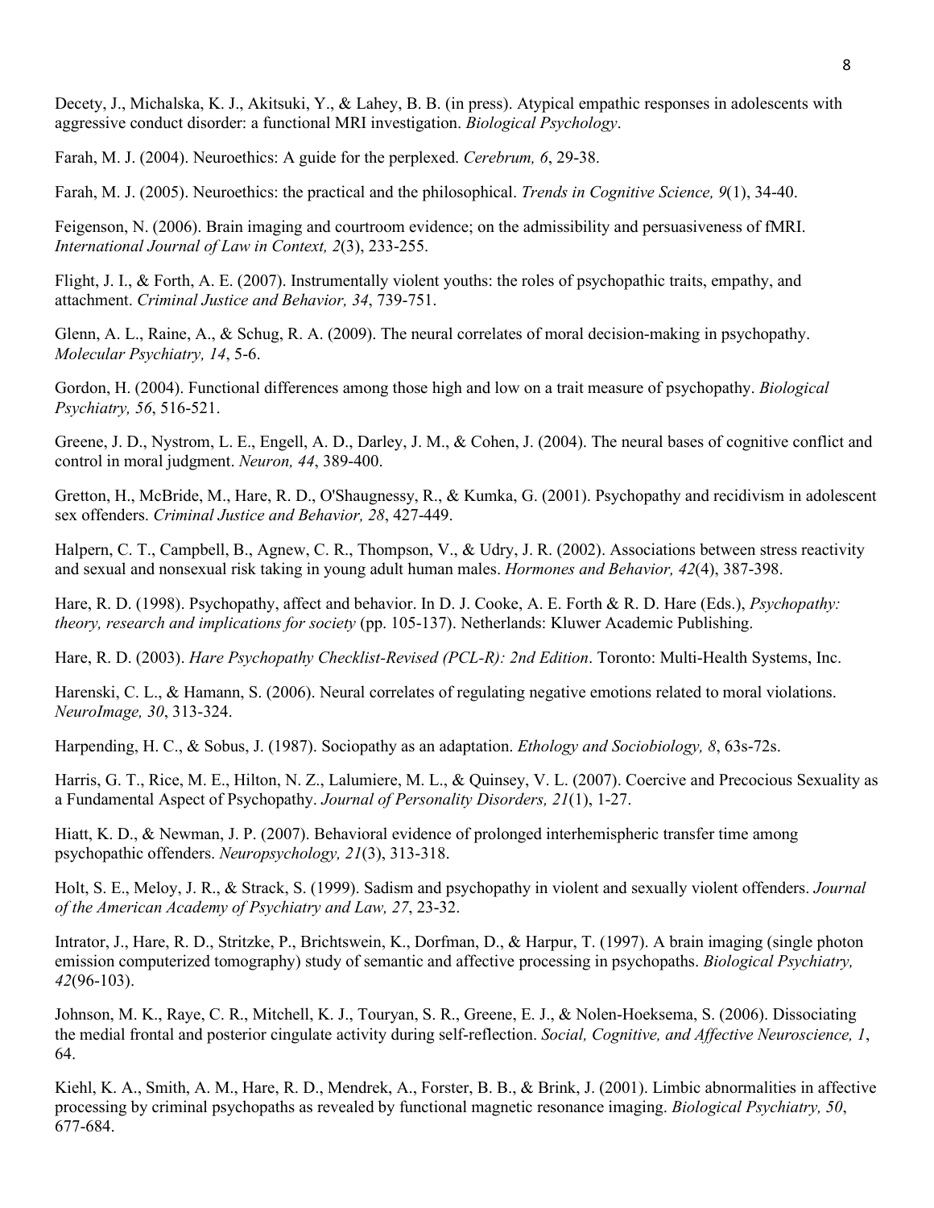Decety, J., Michalska, K. J., Akitsuki, Y., & Lahey, B. B. (in press). Atypical empathic responses in adolescents with aggressive conduct disorder: a functional MRI investigation. *Biological Psychology*.

Farah, M. J. (2004). Neuroethics: A guide for the perplexed. *Cerebrum, 6*, 29-38.

Farah, M. J. (2005). Neuroethics: the practical and the philosophical. *Trends in Cognitive Science, 9*(1), 34-40.

Feigenson, N. (2006). Brain imaging and courtroom evidence; on the admissibility and persuasiveness of fMRI. *International Journal of Law in Context, 2*(3), 233-255.

Flight, J. I., & Forth, A. E. (2007). Instrumentally violent youths: the roles of psychopathic traits, empathy, and attachment. *Criminal Justice and Behavior, 34*, 739-751.

Glenn, A. L., Raine, A., & Schug, R. A. (2009). The neural correlates of moral decision-making in psychopathy. *Molecular Psychiatry, 14*, 5-6.

Gordon, H. (2004). Functional differences among those high and low on a trait measure of psychopathy. *Biological Psychiatry, 56*, 516-521.

Greene, J. D., Nystrom, L. E., Engell, A. D., Darley, J. M., & Cohen, J. (2004). The neural bases of cognitive conflict and control in moral judgment. *Neuron, 44*, 389-400.

Gretton, H., McBride, M., Hare, R. D., O'Shaugnessy, R., & Kumka, G. (2001). Psychopathy and recidivism in adolescent sex offenders. *Criminal Justice and Behavior, 28*, 427-449.

Halpern, C. T., Campbell, B., Agnew, C. R., Thompson, V., & Udry, J. R. (2002). Associations between stress reactivity and sexual and nonsexual risk taking in young adult human males. *Hormones and Behavior, 42*(4), 387-398.

Hare, R. D. (1998). Psychopathy, affect and behavior. In D. J. Cooke, A. E. Forth & R. D. Hare (Eds.), *Psychopathy: theory, research and implications for society* (pp. 105-137). Netherlands: Kluwer Academic Publishing.

Hare, R. D. (2003). *Hare Psychopathy Checklist-Revised (PCL-R): 2nd Edition*. Toronto: Multi-Health Systems, Inc.

Harenski, C. L., & Hamann, S. (2006). Neural correlates of regulating negative emotions related to moral violations. *NeuroImage, 30*, 313-324.

Harpending, H. C., & Sobus, J. (1987). Sociopathy as an adaptation. *Ethology and Sociobiology, 8*, 63s-72s.

Harris, G. T., Rice, M. E., Hilton, N. Z., Lalumiere, M. L., & Quinsey, V. L. (2007). Coercive and Precocious Sexuality as a Fundamental Aspect of Psychopathy. *Journal of Personality Disorders, 21*(1), 1-27.

Hiatt, K. D., & Newman, J. P. (2007). Behavioral evidence of prolonged interhemispheric transfer time among psychopathic offenders. *Neuropsychology, 21*(3), 313-318.

Holt, S. E., Meloy, J. R., & Strack, S. (1999). Sadism and psychopathy in violent and sexually violent offenders. *Journal of the American Academy of Psychiatry and Law, 27*, 23-32.

Intrator, J., Hare, R. D., Stritzke, P., Brichtswein, K., Dorfman, D., & Harpur, T. (1997). A brain imaging (single photon emission computerized tomography) study of semantic and affective processing in psychopaths. *Biological Psychiatry, 42*(96-103).

Johnson, M. K., Raye, C. R., Mitchell, K. J., Touryan, S. R., Greene, E. J., & Nolen-Hoeksema, S. (2006). Dissociating the medial frontal and posterior cingulate activity during self-reflection. *Social, Cognitive, and Affective Neuroscience, 1*, 64.

Kiehl, K. A., Smith, A. M., Hare, R. D., Mendrek, A., Forster, B. B., & Brink, J. (2001). Limbic abnormalities in affective processing by criminal psychopaths as revealed by functional magnetic resonance imaging. *Biological Psychiatry, 50*, 677-684.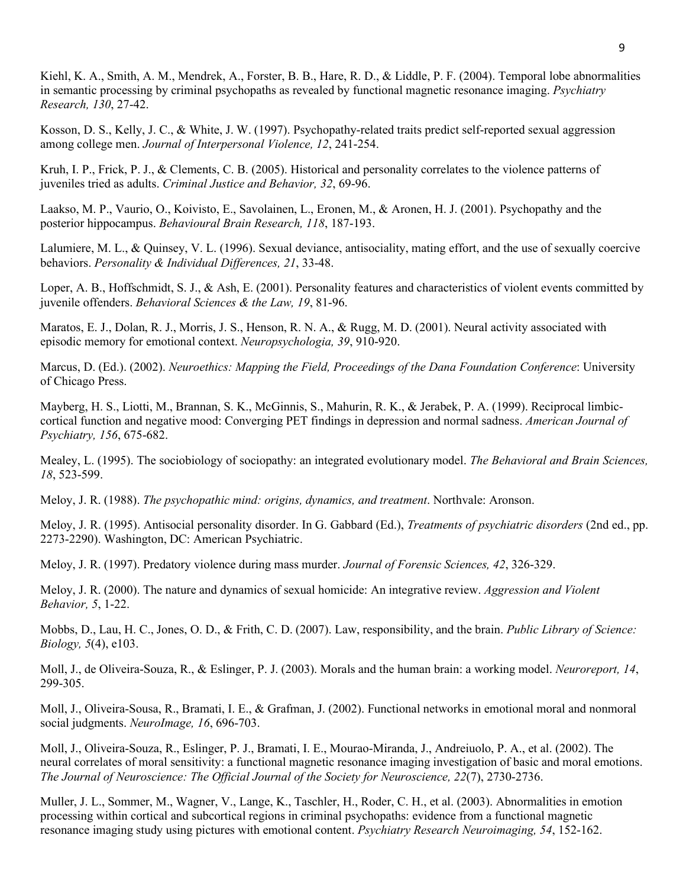Kiehl, K. A., Smith, A. M., Mendrek, A., Forster, B. B., Hare, R. D., & Liddle, P. F. (2004). Temporal lobe abnormalities in semantic processing by criminal psychopaths as revealed by functional magnetic resonance imaging. *Psychiatry Research, 130*, 27-42.

Kosson, D. S., Kelly, J. C., & White, J. W. (1997). Psychopathy-related traits predict self-reported sexual aggression among college men. *Journal of Interpersonal Violence, 12*, 241-254.

Kruh, I. P., Frick, P. J., & Clements, C. B. (2005). Historical and personality correlates to the violence patterns of juveniles tried as adults. *Criminal Justice and Behavior, 32*, 69-96.

Laakso, M. P., Vaurio, O., Koivisto, E., Savolainen, L., Eronen, M., & Aronen, H. J. (2001). Psychopathy and the posterior hippocampus. *Behavioural Brain Research, 118*, 187-193.

Lalumiere, M. L., & Quinsey, V. L. (1996). Sexual deviance, antisociality, mating effort, and the use of sexually coercive behaviors. *Personality & Individual Differences, 21*, 33-48.

Loper, A. B., Hoffschmidt, S. J., & Ash, E. (2001). Personality features and characteristics of violent events committed by juvenile offenders. *Behavioral Sciences & the Law, 19*, 81-96.

Maratos, E. J., Dolan, R. J., Morris, J. S., Henson, R. N. A., & Rugg, M. D. (2001). Neural activity associated with episodic memory for emotional context. *Neuropsychologia, 39*, 910-920.

Marcus, D. (Ed.). (2002). *Neuroethics: Mapping the Field, Proceedings of the Dana Foundation Conference*: University of Chicago Press.

Mayberg, H. S., Liotti, M., Brannan, S. K., McGinnis, S., Mahurin, R. K., & Jerabek, P. A. (1999). Reciprocal limbic-cortical function and negative mood: Converging PET findings in depression and normal sadness. *American Journal of Psychiatry, 156*, 675-682.

Mealey, L. (1995). The sociobiology of sociopathy: an integrated evolutionary model. *The Behavioral and Brain Sciences, 18*, 523-599.

Meloy, J. R. (1988). *The psychopathic mind: origins, dynamics, and treatment*. Northvale: Aronson.

Meloy, J. R. (1995). Antisocial personality disorder. In G. Gabbard (Ed.), *Treatments of psychiatric disorders* (2nd ed., pp. 2273-2290). Washington, DC: American Psychiatric.

Meloy, J. R. (1997). Predatory violence during mass murder. *Journal of Forensic Sciences, 42*, 326-329.

Meloy, J. R. (2000). The nature and dynamics of sexual homicide: An integrative review. *Aggression and Violent Behavior, 5*, 1-22.

Mobbs, D., Lau, H. C., Jones, O. D., & Frith, C. D. (2007). Law, responsibility, and the brain. *Public Library of Science: Biology, 5*(4), e103.

Moll, J., de Oliveira-Souza, R., & Eslinger, P. J. (2003). Morals and the human brain: a working model. *Neuroreport, 14*, 299-305.

Moll, J., Oliveira-Sousa, R., Bramati, I. E., & Grafman, J. (2002). Functional networks in emotional moral and nonmoral social judgments. *NeuroImage, 16*, 696-703.

Moll, J., Oliveira-Souza, R., Eslinger, P. J., Bramati, I. E., Mourao-Miranda, J., Andreiuolo, P. A., et al. (2002). The neural correlates of moral sensitivity: a functional magnetic resonance imaging investigation of basic and moral emotions. *The Journal of Neuroscience: The Official Journal of the Society for Neuroscience, 22*(7), 2730-2736.

Muller, J. L., Sommer, M., Wagner, V., Lange, K., Taschler, H., Roder, C. H., et al. (2003). Abnormalities in emotion processing within cortical and subcortical regions in criminal psychopaths: evidence from a functional magnetic resonance imaging study using pictures with emotional content. *Psychiatry Research Neuroimaging, 54*, 152-162.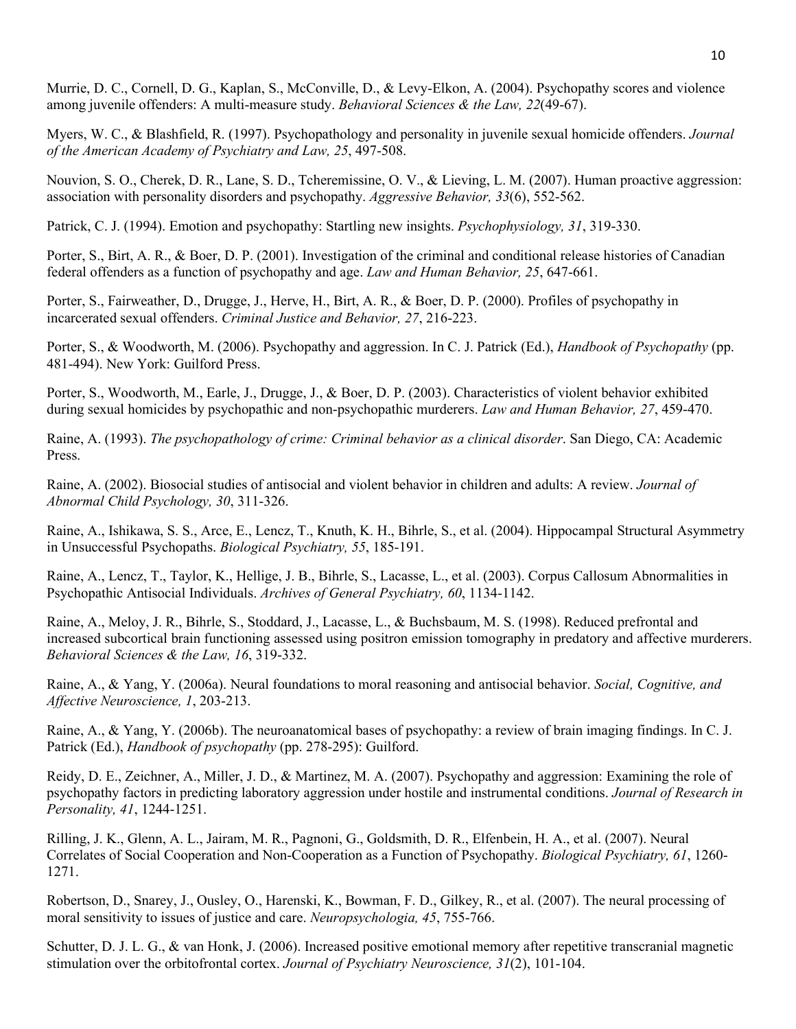Murrie, D. C., Cornell, D. G., Kaplan, S., McConville, D., & Levy-Elkon, A. (2004). Psychopathy scores and violence among juvenile offenders: A multi-measure study. *Behavioral Sciences & the Law, 22*(49-67).

Myers, W. C., & Blashfield, R. (1997). Psychopathology and personality in juvenile sexual homicide offenders. *Journal of the American Academy of Psychiatry and Law, 25*, 497-508.

Nouvion, S. O., Cherek, D. R., Lane, S. D., Tcheremissine, O. V., & Lieving, L. M. (2007). Human proactive aggression: association with personality disorders and psychopathy. *Aggressive Behavior, 33*(6), 552-562.

Patrick, C. J. (1994). Emotion and psychopathy: Startling new insights. *Psychophysiology, 31*, 319-330.

Porter, S., Birt, A. R., & Boer, D. P. (2001). Investigation of the criminal and conditional release histories of Canadian federal offenders as a function of psychopathy and age. *Law and Human Behavior, 25*, 647-661.

Porter, S., Fairweather, D., Drugge, J., Herve, H., Birt, A. R., & Boer, D. P. (2000). Profiles of psychopathy in incarcerated sexual offenders. *Criminal Justice and Behavior, 27*, 216-223.

Porter, S., & Woodworth, M. (2006). Psychopathy and aggression. In C. J. Patrick (Ed.), *Handbook of Psychopathy* (pp. 481-494). New York: Guilford Press.

Porter, S., Woodworth, M., Earle, J., Drugge, J., & Boer, D. P. (2003). Characteristics of violent behavior exhibited during sexual homicides by psychopathic and non-psychopathic murderers. *Law and Human Behavior, 27*, 459-470.

Raine, A. (1993). *The psychopathology of crime: Criminal behavior as a clinical disorder*. San Diego, CA: Academic Press.

Raine, A. (2002). Biosocial studies of antisocial and violent behavior in children and adults: A review. *Journal of Abnormal Child Psychology, 30*, 311-326.

Raine, A., Ishikawa, S. S., Arce, E., Lencz, T., Knuth, K. H., Bihrle, S., et al. (2004). Hippocampal Structural Asymmetry in Unsuccessful Psychopaths. *Biological Psychiatry, 55*, 185-191.

Raine, A., Lencz, T., Taylor, K., Hellige, J. B., Bihrle, S., Lacasse, L., et al. (2003). Corpus Callosum Abnormalities in Psychopathic Antisocial Individuals. *Archives of General Psychiatry, 60*, 1134-1142.

Raine, A., Meloy, J. R., Bihrle, S., Stoddard, J., Lacasse, L., & Buchsbaum, M. S. (1998). Reduced prefrontal and increased subcortical brain functioning assessed using positron emission tomography in predatory and affective murderers. *Behavioral Sciences & the Law, 16*, 319-332.

Raine, A., & Yang, Y. (2006a). Neural foundations to moral reasoning and antisocial behavior. *Social, Cognitive, and Affective Neuroscience, 1*, 203-213.

Raine, A., & Yang, Y. (2006b). The neuroanatomical bases of psychopathy: a review of brain imaging findings. In C. J. Patrick (Ed.), *Handbook of psychopathy* (pp. 278-295): Guilford.

Reidy, D. E., Zeichner, A., Miller, J. D., & Martinez, M. A. (2007). Psychopathy and aggression: Examining the role of psychopathy factors in predicting laboratory aggression under hostile and instrumental conditions. *Journal of Research in Personality, 41*, 1244-1251.

Rilling, J. K., Glenn, A. L., Jairam, M. R., Pagnoni, G., Goldsmith, D. R., Elfenbein, H. A., et al. (2007). Neural Correlates of Social Cooperation and Non-Cooperation as a Function of Psychopathy. *Biological Psychiatry, 61*, 1260-1271.

Robertson, D., Snarey, J., Ousley, O., Harenski, K., Bowman, F. D., Gilkey, R., et al. (2007). The neural processing of moral sensitivity to issues of justice and care. *Neuropsychologia, 45*, 755-766.

Schutter, D. J. L. G., & van Honk, J. (2006). Increased positive emotional memory after repetitive transcranial magnetic stimulation over the orbitofrontal cortex. *Journal of Psychiatry Neuroscience, 31*(2), 101-104.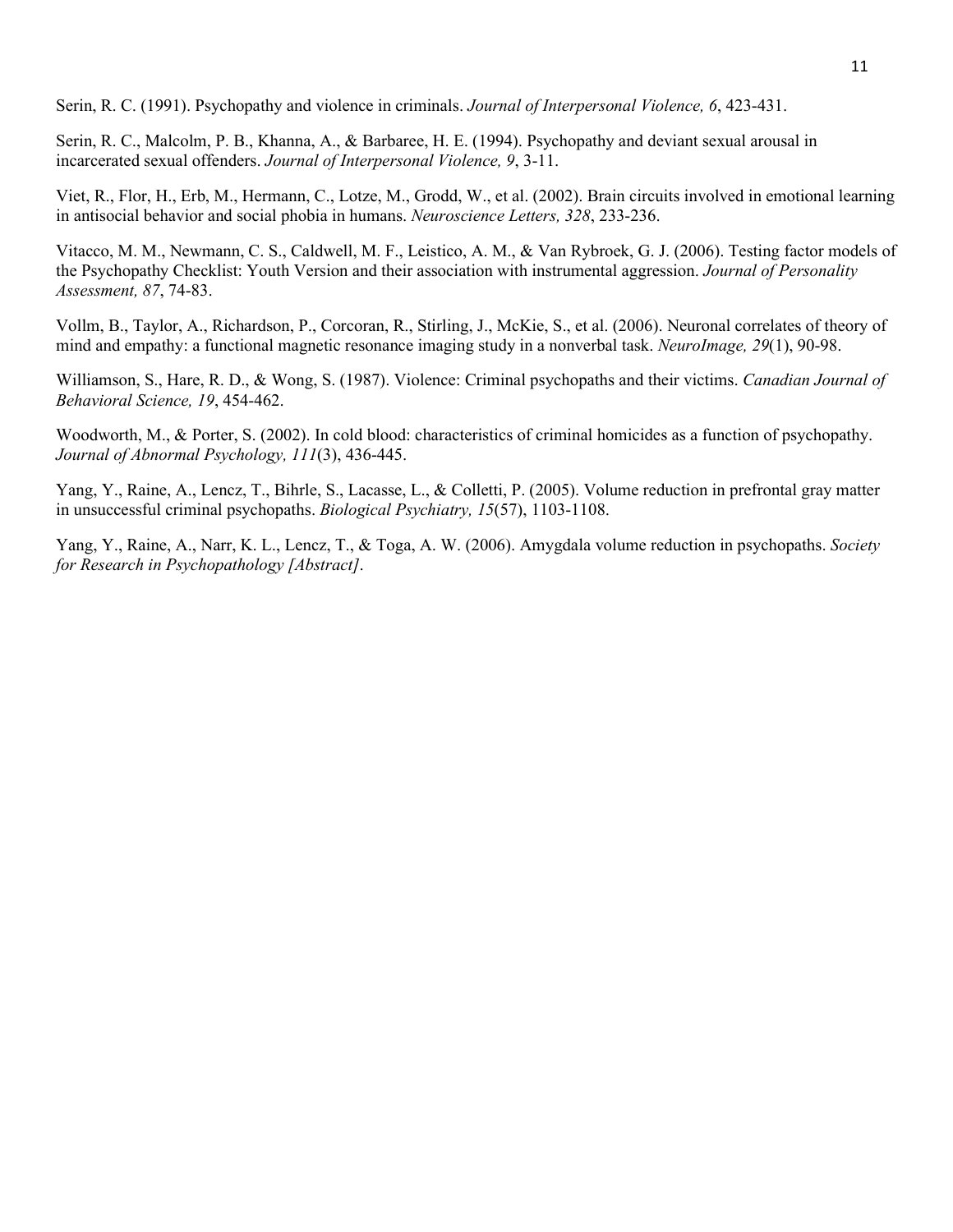Serin, R. C. (1991). Psychopathy and violence in criminals. *Journal of Interpersonal Violence, 6*, 423-431.

Serin, R. C., Malcolm, P. B., Khanna, A., & Barbaree, H. E. (1994). Psychopathy and deviant sexual arousal in incarcerated sexual offenders. *Journal of Interpersonal Violence, 9*, 3-11.

Viet, R., Flor, H., Erb, M., Hermann, C., Lotze, M., Grodd, W., et al. (2002). Brain circuits involved in emotional learning in antisocial behavior and social phobia in humans. *Neuroscience Letters, 328*, 233-236.

Vitacco, M. M., Newmann, C. S., Caldwell, M. F., Leistico, A. M., & Van Rybroek, G. J. (2006). Testing factor models of the Psychopathy Checklist: Youth Version and their association with instrumental aggression. *Journal of Personality Assessment, 87*, 74-83.

Vollm, B., Taylor, A., Richardson, P., Corcoran, R., Stirling, J., McKie, S., et al. (2006). Neuronal correlates of theory of mind and empathy: a functional magnetic resonance imaging study in a nonverbal task. *NeuroImage, 29*(1), 90-98.

Williamson, S., Hare, R. D., & Wong, S. (1987). Violence: Criminal psychopaths and their victims. *Canadian Journal of Behavioral Science, 19*, 454-462.

Woodworth, M., & Porter, S. (2002). In cold blood: characteristics of criminal homicides as a function of psychopathy. *Journal of Abnormal Psychology, 111*(3), 436-445.

Yang, Y., Raine, A., Lencz, T., Bihrle, S., Lacasse, L., & Colletti, P. (2005). Volume reduction in prefrontal gray matter in unsuccessful criminal psychopaths. *Biological Psychiatry, 15*(57), 1103-1108.

Yang, Y., Raine, A., Narr, K. L., Lencz, T., & Toga, A. W. (2006). Amygdala volume reduction in psychopaths. *Society for Research in Psychopathology [Abstract]*.